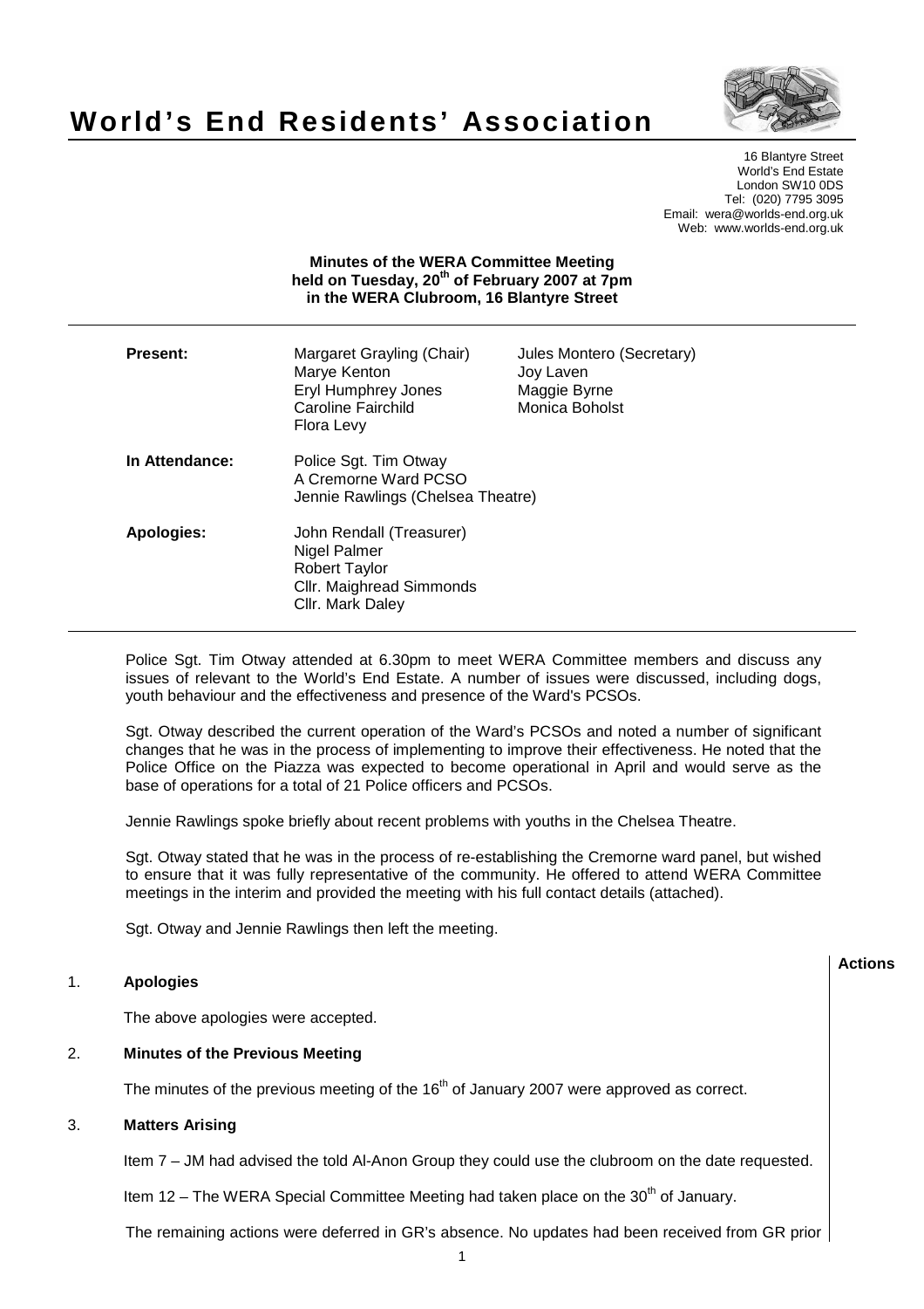# World's End Residents' Association

16 Blantyre Street
World's End Estate
London SW10 0DS
Tel: (020) 7795 3095
Email: wera@worlds-end.org.uk
Web: www.worlds-end.org.uk

**Minutes of the WERA Committee Meeting held on Tuesday, 20th of February 2007 at 7pm in the WERA Clubroom, 16 Blantyre Street**

| | | |
|---|---|---|
| **Present:** | Margaret Grayling (Chair) | Jules Montero (Secretary) |
| | Marye Kenton | Joy Laven |
| | Eryl Humphrey Jones | Maggie Byrne |
| | Caroline Fairchild | Monica Boholst |
| | Flora Levy | |
| **In Attendance:** | Police Sgt. Tim Otway | |
| | A Cremorne Ward PCSO | |
| | Jennie Rawlings (Chelsea Theatre) | |
| **Apologies:** | John Rendall (Treasurer) | |
| | Nigel Palmer | |
| | Robert Taylor | |
| | Cllr. Maighread Simmonds | |
| | Cllr. Mark Daley | |

Police Sgt. Tim Otway attended at 6.30pm to meet WERA Committee members and discuss any issues of relevant to the World's End Estate. A number of issues were discussed, including dogs, youth behaviour and the effectiveness and presence of the Ward's PCSOs.

Sgt. Otway described the current operation of the Ward's PCSOs and noted a number of significant changes that he was in the process of implementing to improve their effectiveness. He noted that the Police Office on the Piazza was expected to become operational in April and would serve as the base of operations for a total of 21 Police officers and PCSOs.

Jennie Rawlings spoke briefly about recent problems with youths in the Chelsea Theatre.

Sgt. Otway stated that he was in the process of re-establishing the Cremorne ward panel, but wished to ensure that it was fully representative of the community. He offered to attend WERA Committee meetings in the interim and provided the meeting with his full contact details (attached).

Sgt. Otway and Jennie Rawlings then left the meeting.

**Actions**

1. **Apologies**

   The above apologies were accepted.

2. **Minutes of the Previous Meeting**

   The minutes of the previous meeting of the 16th of January 2007 were approved as correct.

3. **Matters Arising**

   Item 7 – JM had advised the told Al-Anon Group they could use the clubroom on the date requested.

   Item 12 – The WERA Special Committee Meeting had taken place on the 30th of January.

   The remaining actions were deferred in GR's absence. No updates had been received from GR prior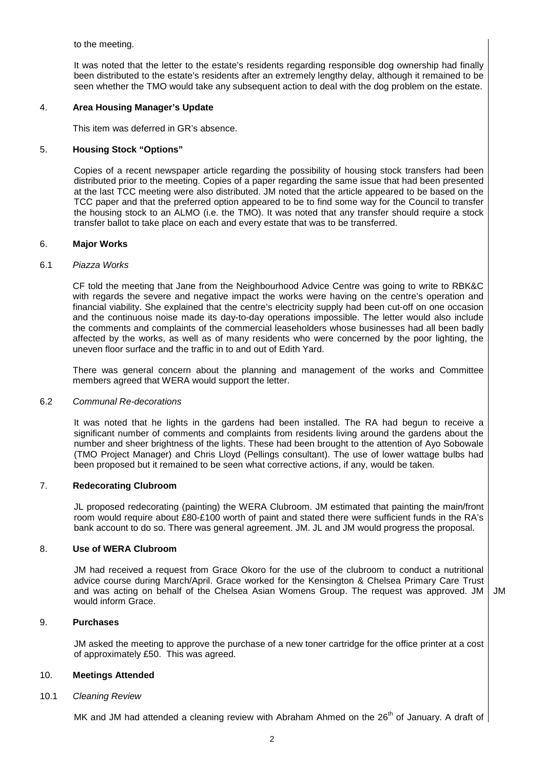to the meeting.

It was noted that the letter to the estate's residents regarding responsible dog ownership had finally been distributed to the estate's residents after an extremely lengthy delay, although it remained to be seen whether the TMO would take any subsequent action to deal with the dog problem on the estate.

## 4. **Area Housing Manager's Update**

This item was deferred in GR's absence.

## 5. **Housing Stock "Options"**

Copies of a recent newspaper article regarding the possibility of housing stock transfers had been distributed prior to the meeting. Copies of a paper regarding the same issue that had been presented at the last TCC meeting were also distributed. JM noted that the article appeared to be based on the TCC paper and that the preferred option appeared to be to find some way for the Council to transfer the housing stock to an ALMO (i.e. the TMO). It was noted that any transfer should require a stock transfer ballot to take place on each and every estate that was to be transferred.

## 6. **Major Works**

### 6.1 *Piazza Works*

CF told the meeting that Jane from the Neighbourhood Advice Centre was going to write to RBK&C with regards the severe and negative impact the works were having on the centre's operation and financial viability. She explained that the centre's electricity supply had been cut-off on one occasion and the continuous noise made its day-to-day operations impossible. The letter would also include the comments and complaints of the commercial leaseholders whose businesses had all been badly affected by the works, as well as of many residents who were concerned by the poor lighting, the uneven floor surface and the traffic in to and out of Edith Yard.

There was general concern about the planning and management of the works and Committee members agreed that WERA would support the letter.

### 6.2 *Communal Re-decorations*

It was noted that he lights in the gardens had been installed. The RA had begun to receive a significant number of comments and complaints from residents living around the gardens about the number and sheer brightness of the lights. These had been brought to the attention of Ayo Sobowale (TMO Project Manager) and Chris Lloyd (Pellings consultant). The use of lower wattage bulbs had been proposed but it remained to be seen what corrective actions, if any, would be taken.

## 7. **Redecorating Clubroom**

JL proposed redecorating (painting) the WERA Clubroom. JM estimated that painting the main/front room would require about £80-£100 worth of paint and stated there were sufficient funds in the RA's bank account to do so. There was general agreement. JM. JL and JM would progress the proposal.

## 8. **Use of WERA Clubroom**

JM had received a request from Grace Okoro for the use of the clubroom to conduct a nutritional advice course during March/April. Grace worked for the Kensington & Chelsea Primary Care Trust and was acting on behalf of the Chelsea Asian Womens Group. The request was approved. JM would inform Grace. **JM**

## 9. **Purchases**

JM asked the meeting to approve the purchase of a new toner cartridge for the office printer at a cost of approximately £50. This was agreed.

## 10. **Meetings Attended**

### 10.1 *Cleaning Review*

MK and JM had attended a cleaning review with Abraham Ahmed on the 26th of January. A draft of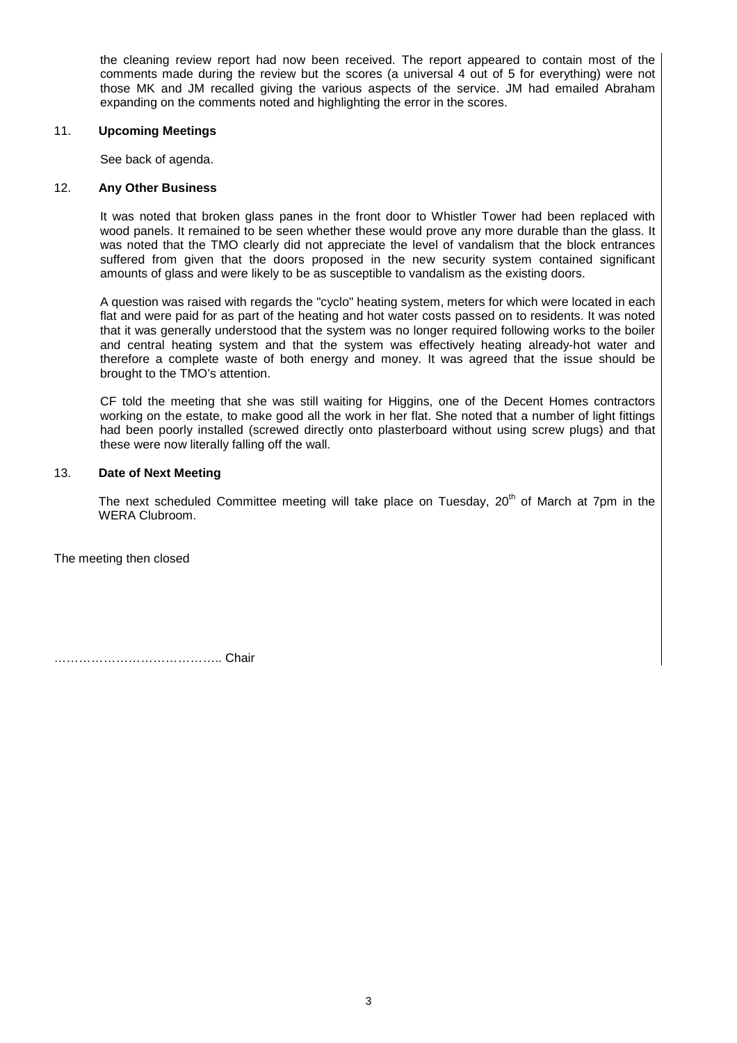the cleaning review report had now been received. The report appeared to contain most of the comments made during the review but the scores (a universal 4 out of 5 for everything) were not those MK and JM recalled giving the various aspects of the service. JM had emailed Abraham expanding on the comments noted and highlighting the error in the scores.

11. **Upcoming Meetings**

See back of agenda.

12. **Any Other Business**

It was noted that broken glass panes in the front door to Whistler Tower had been replaced with wood panels. It remained to be seen whether these would prove any more durable than the glass. It was noted that the TMO clearly did not appreciate the level of vandalism that the block entrances suffered from given that the doors proposed in the new security system contained significant amounts of glass and were likely to be as susceptible to vandalism as the existing doors.

A question was raised with regards the "cyclo" heating system, meters for which were located in each flat and were paid for as part of the heating and hot water costs passed on to residents. It was noted that it was generally understood that the system was no longer required following works to the boiler and central heating system and that the system was effectively heating already-hot water and therefore a complete waste of both energy and money. It was agreed that the issue should be brought to the TMO's attention.

CF told the meeting that she was still waiting for Higgins, one of the Decent Homes contractors working on the estate, to make good all the work in her flat. She noted that a number of light fittings had been poorly installed (screwed directly onto plasterboard without using screw plugs) and that these were now literally falling off the wall.

13. **Date of Next Meeting**

The next scheduled Committee meeting will take place on Tuesday, 20th of March at 7pm in the WERA Clubroom.

The meeting then closed

………………………………….. Chair